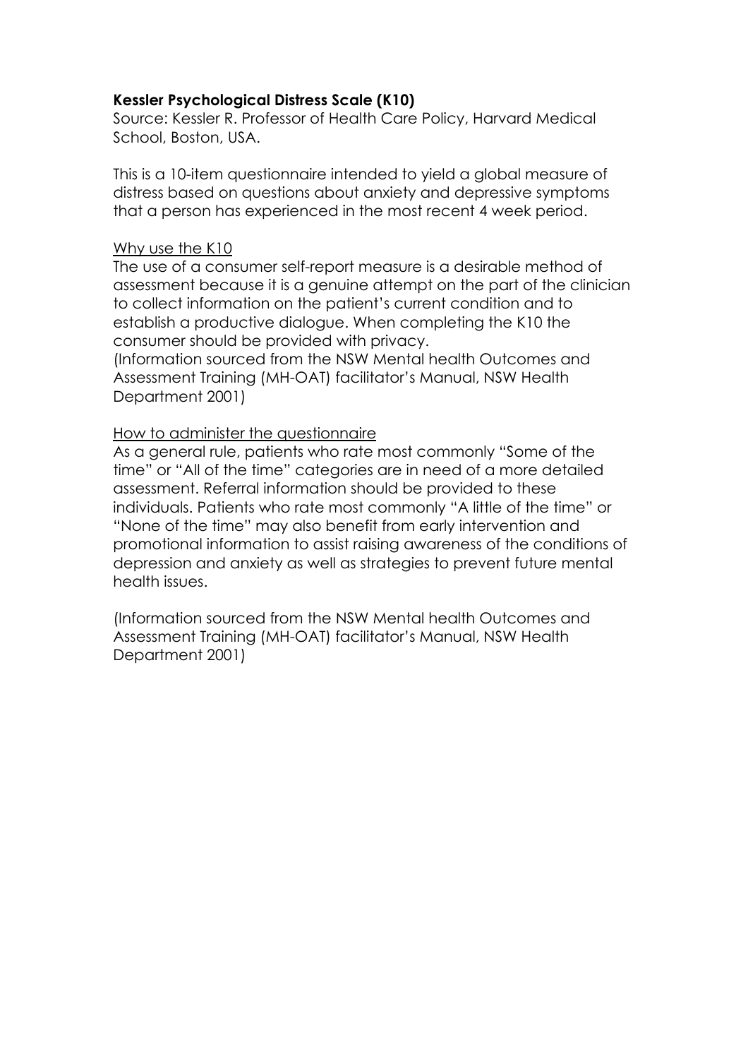**Kessler Psychological Distress Scale (K10)**

Source: Kessler R. Professor of Health Care Policy, Harvard Medical School, Boston, USA.

This is a 10-item questionnaire intended to yield a global measure of distress based on questions about anxiety and depressive symptoms that a person has experienced in the most recent 4 week period.

<u>Why use the K10</u>

The use of a consumer self-report measure is a desirable method of assessment because it is a genuine attempt on the part of the clinician to collect information on the patient's current condition and to establish a productive dialogue. When completing the K10 the consumer should be provided with privacy.
(Information sourced from the NSW Mental health Outcomes and Assessment Training (MH-OAT) facilitator's Manual, NSW Health Department 2001)

<u>How to administer the questionnaire</u>

As a general rule, patients who rate most commonly "Some of the time" or "All of the time" categories are in need of a more detailed assessment. Referral information should be provided to these individuals. Patients who rate most commonly "A little of the time" or "None of the time" may also benefit from early intervention and promotional information to assist raising awareness of the conditions of depression and anxiety as well as strategies to prevent future mental health issues.

(Information sourced from the NSW Mental health Outcomes and Assessment Training (MH-OAT) facilitator's Manual, NSW Health Department 2001)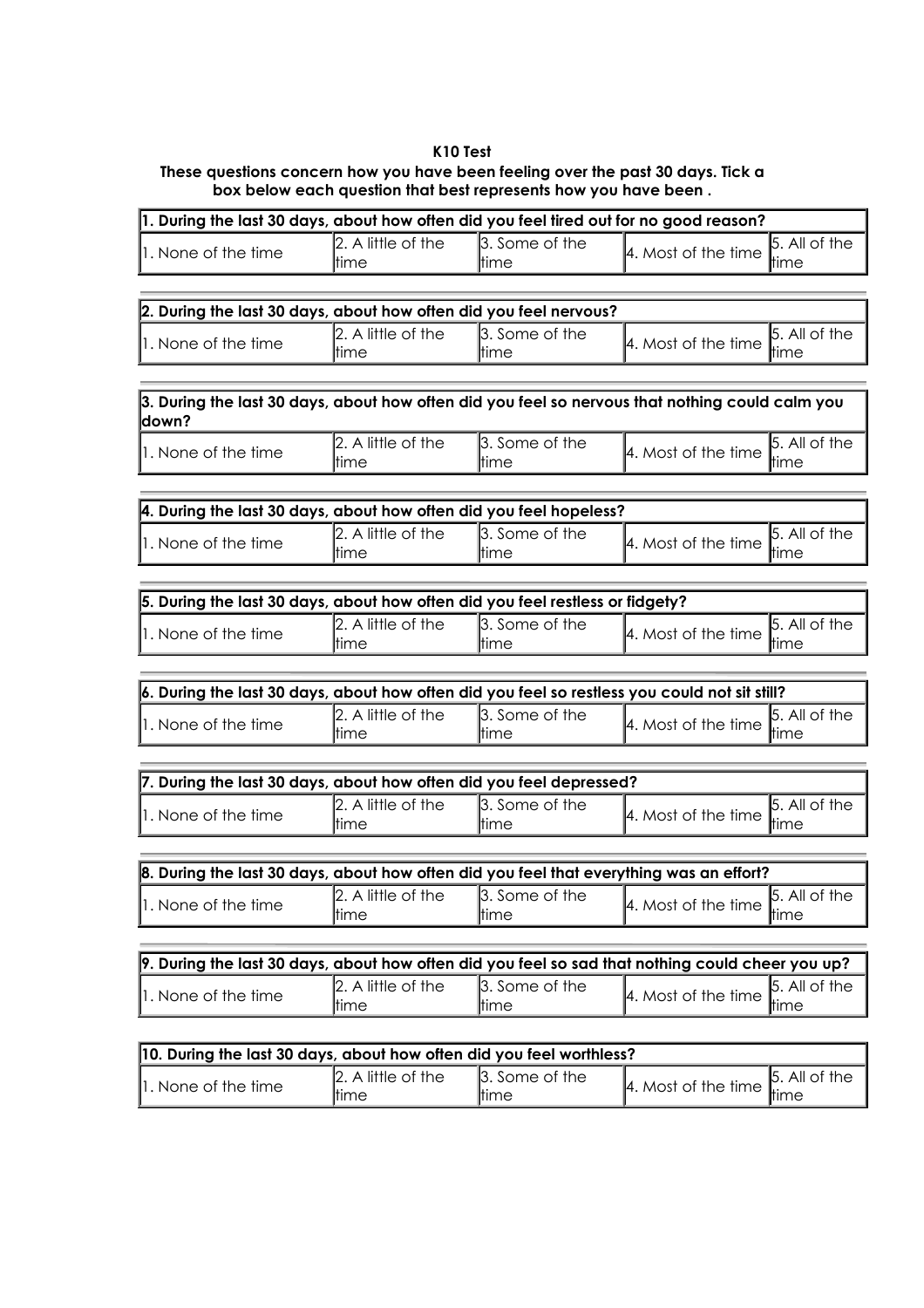**K10 Test**

**These questions concern how you have been feeling over the past 30 days. Tick a box below each question that best represents how you have been .**

| **1. During the last 30 days, about how often did you feel tired out for no good reason?** | | | | |
|---|---|---|---|---|
| 1. None of the time | 2. A little of the time | 3. Some of the time | 4. Most of the time | 5. All of the time |

| **2. During the last 30 days, about how often did you feel nervous?** | | | | |
|---|---|---|---|---|
| 1. None of the time | 2. A little of the time | 3. Some of the time | 4. Most of the time | 5. All of the time |

| **3. During the last 30 days, about how often did you feel so nervous that nothing could calm you down?** | | | | |
|---|---|---|---|---|
| 1. None of the time | 2. A little of the time | 3. Some of the time | 4. Most of the time | 5. All of the time |

| **4. During the last 30 days, about how often did you feel hopeless?** | | | | |
|---|---|---|---|---|
| 1. None of the time | 2. A little of the time | 3. Some of the time | 4. Most of the time | 5. All of the time |

| **5. During the last 30 days, about how often did you feel restless or fidgety?** | | | | |
|---|---|---|---|---|
| 1. None of the time | 2. A little of the time | 3. Some of the time | 4. Most of the time | 5. All of the time |

| **6. During the last 30 days, about how often did you feel so restless you could not sit still?** | | | | |
|---|---|---|---|---|
| 1. None of the time | 2. A little of the time | 3. Some of the time | 4. Most of the time | 5. All of the time |

| **7. During the last 30 days, about how often did you feel depressed?** | | | | |
|---|---|---|---|---|
| 1. None of the time | 2. A little of the time | 3. Some of the time | 4. Most of the time | 5. All of the time |

| **8. During the last 30 days, about how often did you feel that everything was an effort?** | | | | |
|---|---|---|---|---|
| 1. None of the time | 2. A little of the time | 3. Some of the time | 4. Most of the time | 5. All of the time |

| **9. During the last 30 days, about how often did you feel so sad that nothing could cheer you up?** | | | | |
|---|---|---|---|---|
| 1. None of the time | 2. A little of the time | 3. Some of the time | 4. Most of the time | 5. All of the time |

| **10. During the last 30 days, about how often did you feel worthless?** | | | | |
|---|---|---|---|---|
| 1. None of the time | 2. A little of the time | 3. Some of the time | 4. Most of the time | 5. All of the time |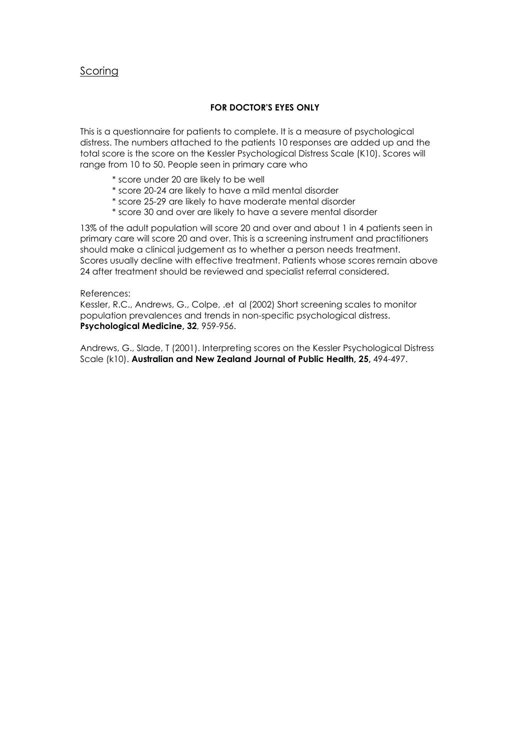# Scoring

**FOR DOCTOR'S EYES ONLY**

This is a questionnaire for patients to complete. It is a measure of psychological distress. The numbers attached to the patients 10 responses are added up and the total score is the score on the Kessler Psychological Distress Scale (K10). Scores will range from 10 to 50. People seen in primary care who

* score under 20 are likely to be well
* score 20-24 are likely to have a mild mental disorder
* score 25-29 are likely to have moderate mental disorder
* score 30 and over are likely to have a severe mental disorder

13% of the adult population will score 20 and over and about 1 in 4 patients seen in primary care will score 20 and over. This is a screening instrument and practitioners should make a clinical judgement as to whether a person needs treatment. Scores usually decline with effective treatment. Patients whose scores remain above 24 after treatment should be reviewed and specialist referral considered.

References:

Kessler, R.C., Andrews, G., Colpe, .et al (2002) Short screening scales to monitor population prevalences and trends in non-specific psychological distress. **Psychological Medicine, 32**, 959-956.

Andrews, G., Slade, T (2001). Interpreting scores on the Kessler Psychological Distress Scale (k10). **Australian and New Zealand Journal of Public Health, 25,** 494-497.